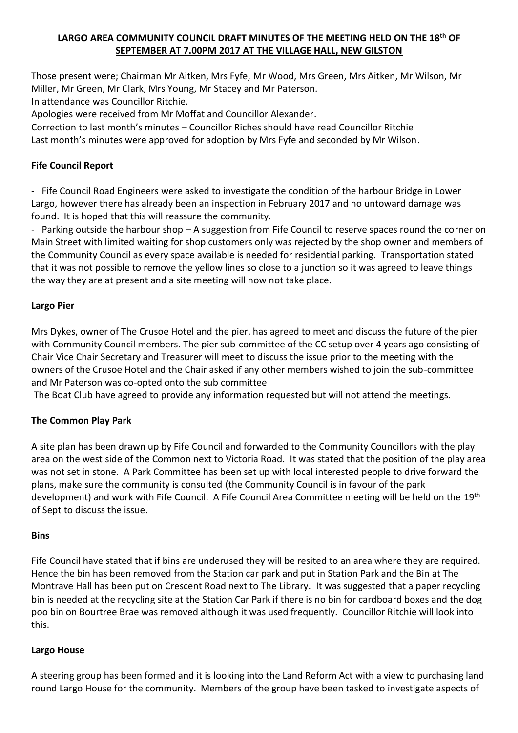# LARGO AREA COMMUNITY COUNCIL DRAFT MINUTES OF THE MEETING HELD ON THE 18th OF SEPTEMBER AT 7.00PM 2017 AT THE VILLAGE HALL, NEW GILSTON

Those present were; Chairman Mr Aitken, Mrs Fyfe, Mr Wood, Mrs Green, Mrs Aitken, Mr Wilson, Mr Miller, Mr Green, Mr Clark, Mrs Young, Mr Stacey and Mr Paterson.
In attendance was Councillor Ritchie.
Apologies were received from Mr Moffat and Councillor Alexander.
Correction to last month's minutes – Councillor Riches should have read Councillor Ritchie
Last month's minutes were approved for adoption by Mrs Fyfe and seconded by Mr Wilson.

**Fife Council Report**

- Fife Council Road Engineers were asked to investigate the condition of the harbour Bridge in Lower Largo, however there has already been an inspection in February 2017 and no untoward damage was found. It is hoped that this will reassure the community.
- Parking outside the harbour shop – A suggestion from Fife Council to reserve spaces round the corner on Main Street with limited waiting for shop customers only was rejected by the shop owner and members of the Community Council as every space available is needed for residential parking. Transportation stated that it was not possible to remove the yellow lines so close to a junction so it was agreed to leave things the way they are at present and a site meeting will now not take place.

**Largo Pier**

Mrs Dykes, owner of The Crusoe Hotel and the pier, has agreed to meet and discuss the future of the pier with Community Council members. The pier sub-committee of the CC setup over 4 years ago consisting of Chair Vice Chair Secretary and Treasurer will meet to discuss the issue prior to the meeting with the owners of the Crusoe Hotel and the Chair asked if any other members wished to join the sub-committee and Mr Paterson was co-opted onto the sub committee

The Boat Club have agreed to provide any information requested but will not attend the meetings.

**The Common Play Park**

A site plan has been drawn up by Fife Council and forwarded to the Community Councillors with the play area on the west side of the Common next to Victoria Road. It was stated that the position of the play area was not set in stone. A Park Committee has been set up with local interested people to drive forward the plans, make sure the community is consulted (the Community Council is in favour of the park development) and work with Fife Council. A Fife Council Area Committee meeting will be held on the 19th of Sept to discuss the issue.

**Bins**

Fife Council have stated that if bins are underused they will be resited to an area where they are required. Hence the bin has been removed from the Station car park and put in Station Park and the Bin at The Montrave Hall has been put on Crescent Road next to The Library. It was suggested that a paper recycling bin is needed at the recycling site at the Station Car Park if there is no bin for cardboard boxes and the dog poo bin on Bourtree Brae was removed although it was used frequently. Councillor Ritchie will look into this.

**Largo House**

A steering group has been formed and it is looking into the Land Reform Act with a view to purchasing land round Largo House for the community. Members of the group have been tasked to investigate aspects of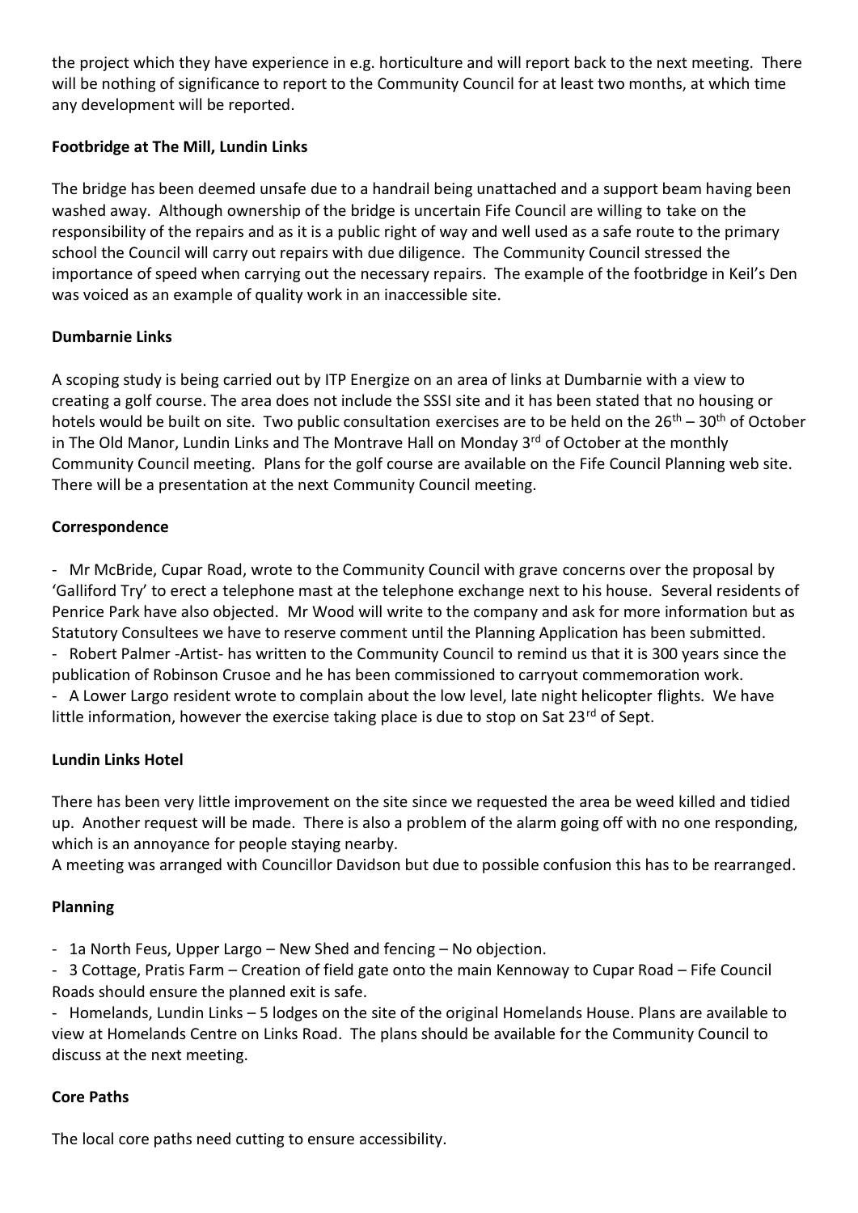the project which they have experience in e.g. horticulture and will report back to the next meeting. There will be nothing of significance to report to the Community Council for at least two months, at which time any development will be reported.

**Footbridge at The Mill, Lundin Links**

The bridge has been deemed unsafe due to a handrail being unattached and a support beam having been washed away. Although ownership of the bridge is uncertain Fife Council are willing to take on the responsibility of the repairs and as it is a public right of way and well used as a safe route to the primary school the Council will carry out repairs with due diligence. The Community Council stressed the importance of speed when carrying out the necessary repairs. The example of the footbridge in Keil's Den was voiced as an example of quality work in an inaccessible site.

**Dumbarnie Links**

A scoping study is being carried out by ITP Energize on an area of links at Dumbarnie with a view to creating a golf course. The area does not include the SSSI site and it has been stated that no housing or hotels would be built on site. Two public consultation exercises are to be held on the 26th – 30th of October in The Old Manor, Lundin Links and The Montrave Hall on Monday 3rd of October at the monthly Community Council meeting. Plans for the golf course are available on the Fife Council Planning web site. There will be a presentation at the next Community Council meeting.

**Correspondence**

- Mr McBride, Cupar Road, wrote to the Community Council with grave concerns over the proposal by 'Galliford Try' to erect a telephone mast at the telephone exchange next to his house. Several residents of Penrice Park have also objected. Mr Wood will write to the company and ask for more information but as Statutory Consultees we have to reserve comment until the Planning Application has been submitted.
- Robert Palmer -Artist- has written to the Community Council to remind us that it is 300 years since the publication of Robinson Crusoe and he has been commissioned to carryout commemoration work.
- A Lower Largo resident wrote to complain about the low level, late night helicopter flights. We have little information, however the exercise taking place is due to stop on Sat 23rd of Sept.

**Lundin Links Hotel**

There has been very little improvement on the site since we requested the area be weed killed and tidied up. Another request will be made. There is also a problem of the alarm going off with no one responding, which is an annoyance for people staying nearby.
A meeting was arranged with Councillor Davidson but due to possible confusion this has to be rearranged.

**Planning**

- 1a North Feus, Upper Largo – New Shed and fencing – No objection.
- 3 Cottage, Pratis Farm – Creation of field gate onto the main Kennoway to Cupar Road – Fife Council Roads should ensure the planned exit is safe.
- Homelands, Lundin Links – 5 lodges on the site of the original Homelands House. Plans are available to view at Homelands Centre on Links Road. The plans should be available for the Community Council to discuss at the next meeting.

**Core Paths**

The local core paths need cutting to ensure accessibility.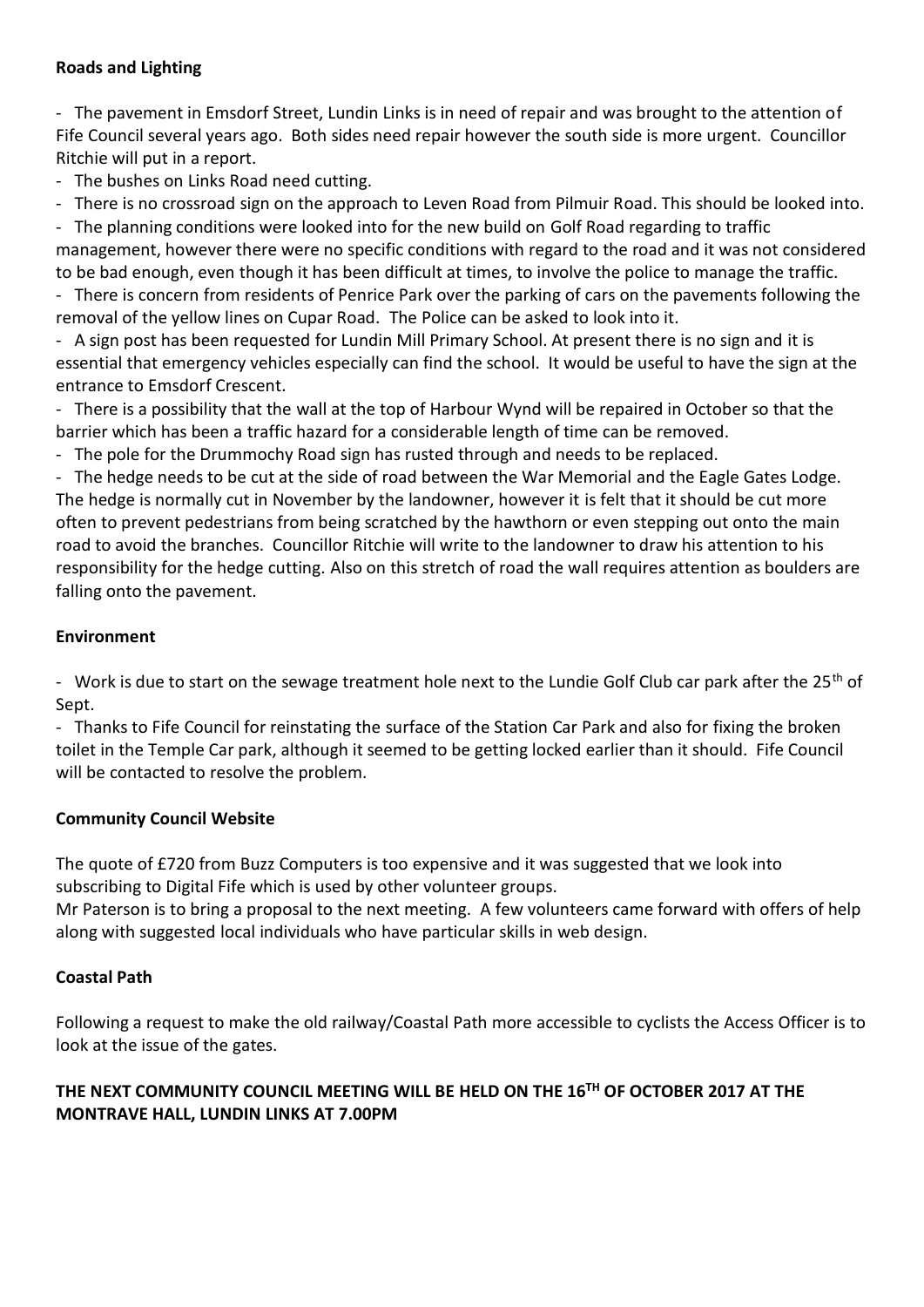**Roads and Lighting**

- The pavement in Emsdorf Street, Lundin Links is in need of repair and was brought to the attention of Fife Council several years ago. Both sides need repair however the south side is more urgent. Councillor Ritchie will put in a report.
- The bushes on Links Road need cutting.
- There is no crossroad sign on the approach to Leven Road from Pilmuir Road. This should be looked into.
- The planning conditions were looked into for the new build on Golf Road regarding to traffic management, however there were no specific conditions with regard to the road and it was not considered to be bad enough, even though it has been difficult at times, to involve the police to manage the traffic.
- There is concern from residents of Penrice Park over the parking of cars on the pavements following the removal of the yellow lines on Cupar Road. The Police can be asked to look into it.
- A sign post has been requested for Lundin Mill Primary School. At present there is no sign and it is essential that emergency vehicles especially can find the school. It would be useful to have the sign at the entrance to Emsdorf Crescent.
- There is a possibility that the wall at the top of Harbour Wynd will be repaired in October so that the barrier which has been a traffic hazard for a considerable length of time can be removed.
- The pole for the Drummochy Road sign has rusted through and needs to be replaced.
- The hedge needs to be cut at the side of road between the War Memorial and the Eagle Gates Lodge. The hedge is normally cut in November by the landowner, however it is felt that it should be cut more often to prevent pedestrians from being scratched by the hawthorn or even stepping out onto the main road to avoid the branches. Councillor Ritchie will write to the landowner to draw his attention to his responsibility for the hedge cutting. Also on this stretch of road the wall requires attention as boulders are falling onto the pavement.

**Environment**

- Work is due to start on the sewage treatment hole next to the Lundie Golf Club car park after the 25th of Sept.
- Thanks to Fife Council for reinstating the surface of the Station Car Park and also for fixing the broken toilet in the Temple Car park, although it seemed to be getting locked earlier than it should. Fife Council will be contacted to resolve the problem.

**Community Council Website**

The quote of £720 from Buzz Computers is too expensive and it was suggested that we look into subscribing to Digital Fife which is used by other volunteer groups.
Mr Paterson is to bring a proposal to the next meeting. A few volunteers came forward with offers of help along with suggested local individuals who have particular skills in web design.

**Coastal Path**

Following a request to make the old railway/Coastal Path more accessible to cyclists the Access Officer is to look at the issue of the gates.

**THE NEXT COMMUNITY COUNCIL MEETING WILL BE HELD ON THE 16TH OF OCTOBER 2017 AT THE MONTRAVE HALL, LUNDIN LINKS AT 7.00PM**